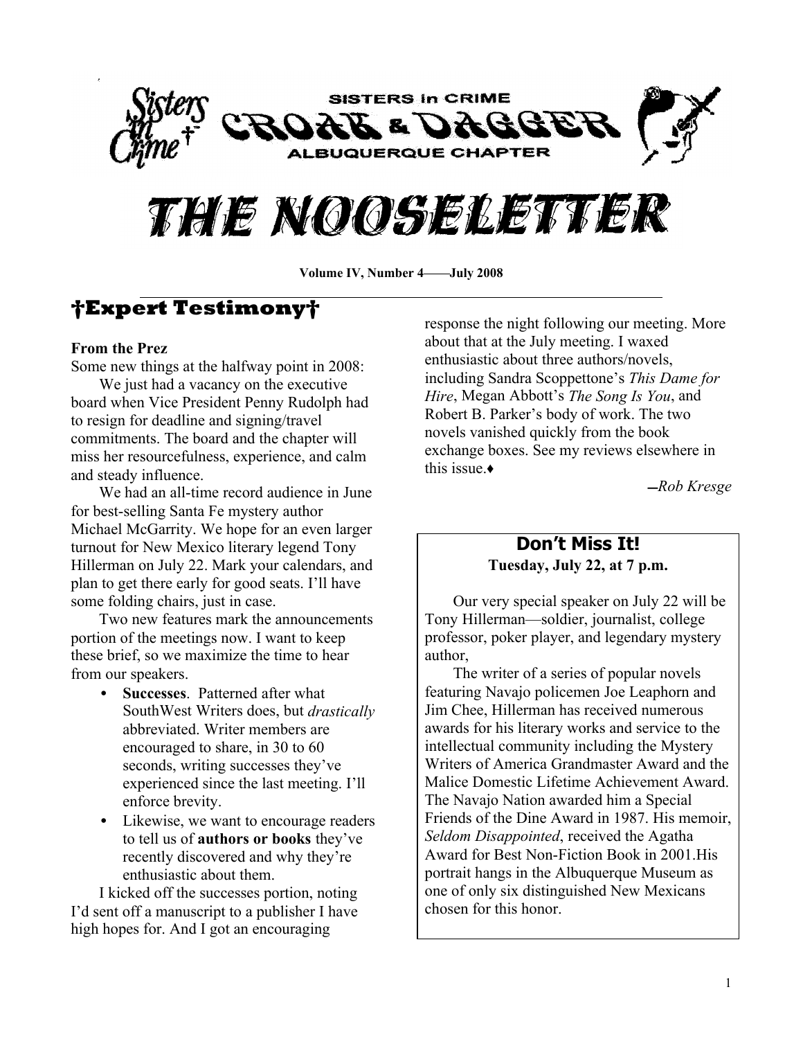SISTERS in CRIME

CROAK & DAGGER

ALBUQUERQUE CHAPTER

# THE NOOSELETTER

**Volume IV, Number 4——July 2008**

## †Expert Testimony†

**From the Prez**

Some new things at the halfway point in 2008:

We just had a vacancy on the executive board when Vice President Penny Rudolph had to resign for deadline and signing/travel commitments. The board and the chapter will miss her resourcefulness, experience, and calm and steady influence.

We had an all-time record audience in June for best-selling Santa Fe mystery author Michael McGarrity. We hope for an even larger turnout for New Mexico literary legend Tony Hillerman on July 22. Mark your calendars, and plan to get there early for good seats. I'll have some folding chairs, just in case.

Two new features mark the announcements portion of the meetings now. I want to keep these brief, so we maximize the time to hear from our speakers.

- **Successes**. Patterned after what SouthWest Writers does, but *drastically* abbreviated. Writer members are encouraged to share, in 30 to 60 seconds, writing successes they've experienced since the last meeting. I'll enforce brevity.
- Likewise, we want to encourage readers to tell us of **authors or books** they've recently discovered and why they're enthusiastic about them.

I kicked off the successes portion, noting I'd sent off a manuscript to a publisher I have high hopes for. And I got an encouraging response the night following our meeting. More about that at the July meeting. I waxed enthusiastic about three authors/novels, including Sandra Scoppettone's *This Dame for Hire*, Megan Abbott's *The Song Is You*, and Robert B. Parker's body of work. The two novels vanished quickly from the book exchange boxes. See my reviews elsewhere in this issue.♦

*—Rob Kresge*

### Don't Miss It!

**Tuesday, July 22, at 7 p.m.**

Our very special speaker on July 22 will be Tony Hillerman—soldier, journalist, college professor, poker player, and legendary mystery author,

The writer of a series of popular novels featuring Navajo policemen Joe Leaphorn and Jim Chee, Hillerman has received numerous awards for his literary works and service to the intellectual community including the Mystery Writers of America Grandmaster Award and the Malice Domestic Lifetime Achievement Award. The Navajo Nation awarded him a Special Friends of the Dine Award in 1987. His memoir, *Seldom Disappointed*, received the Agatha Award for Best Non-Fiction Book in 2001.His portrait hangs in the Albuquerque Museum as one of only six distinguished New Mexicans chosen for this honor.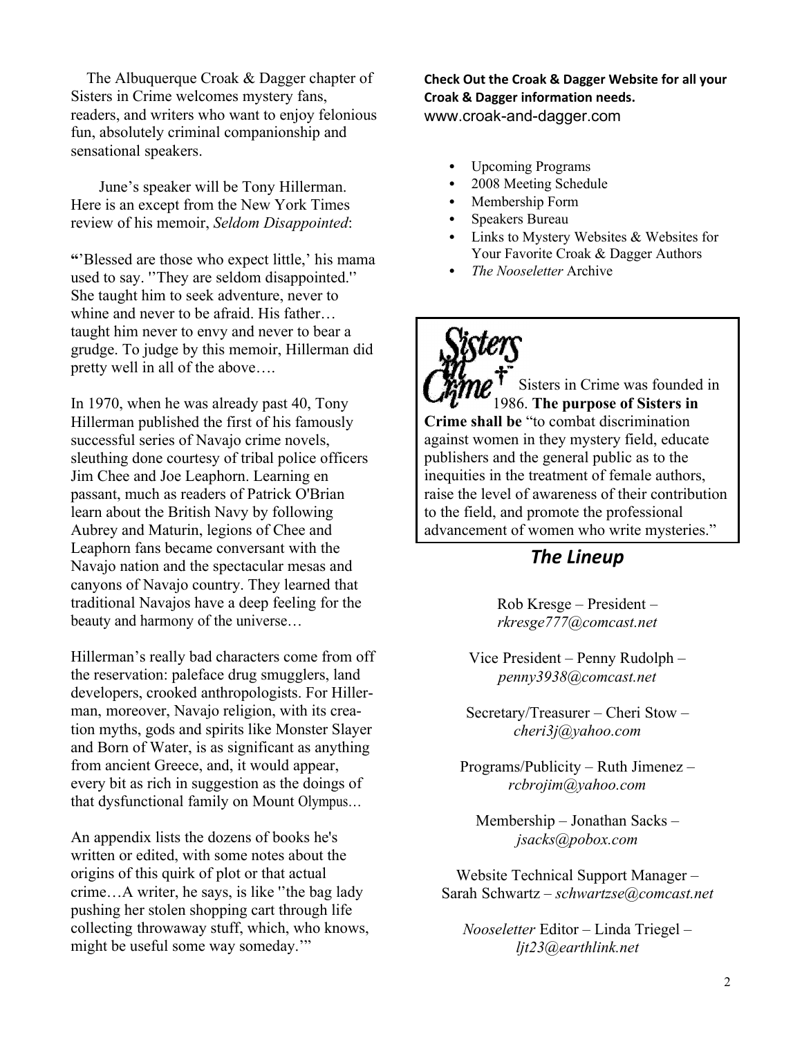The Albuquerque Croak & Dagger chapter of Sisters in Crime welcomes mystery fans, readers, and writers who want to enjoy felonious fun, absolutely criminal companionship and sensational speakers.

June's speaker will be Tony Hillerman. Here is an except from the New York Times review of his memoir, *Seldom Disappointed*:

**"**'Blessed are those who expect little,' his mama used to say. ''They are seldom disappointed.'' She taught him to seek adventure, never to whine and never to be afraid. His father… taught him never to envy and never to bear a grudge. To judge by this memoir, Hillerman did pretty well in all of the above….

In 1970, when he was already past 40, Tony Hillerman published the first of his famously successful series of Navajo crime novels, sleuthing done courtesy of tribal police officers Jim Chee and Joe Leaphorn. Learning en passant, much as readers of Patrick O'Brian learn about the British Navy by following Aubrey and Maturin, legions of Chee and Leaphorn fans became conversant with the Navajo nation and the spectacular mesas and canyons of Navajo country. They learned that traditional Navajos have a deep feeling for the beauty and harmony of the universe…

Hillerman's really bad characters come from off the reservation: paleface drug smugglers, land developers, crooked anthropologists. For Hillerman, moreover, Navajo religion, with its creation myths, gods and spirits like Monster Slayer and Born of Water, is as significant as anything from ancient Greece, and, it would appear, every bit as rich in suggestion as the doings of that dysfunctional family on Mount Olympus…

An appendix lists the dozens of books he's written or edited, with some notes about the origins of this quirk of plot or that actual crime…A writer, he says, is like ''the bag lady pushing her stolen shopping cart through life collecting throwaway stuff, which, who knows, might be useful some way someday.'"

**Check Out the Croak & Dagger Website for all your Croak & Dagger information needs.**
www.croak-and-dagger.com

- Upcoming Programs
- 2008 Meeting Schedule
- Membership Form
- Speakers Bureau
- Links to Mystery Websites & Websites for Your Favorite Croak & Dagger Authors
- *The Nooseletter* Archive

Sisters in Crime

Sisters in Crime was founded in 1986. **The purpose of Sisters in Crime shall be** "to combat discrimination against women in they mystery field, educate publishers and the general public as to the inequities in the treatment of female authors, raise the level of awareness of their contribution to the field, and promote the professional advancement of women who write mysteries."

## *The Lineup*

Rob Kresge – President – *rkresge777@comcast.net*

Vice President – Penny Rudolph – *penny3938@comcast.net*

Secretary/Treasurer – Cheri Stow – *cheri3j@yahoo.com*

Programs/Publicity – Ruth Jimenez – *rcbrojim@yahoo.com*

Membership – Jonathan Sacks – *jsacks@pobox.com*

Website Technical Support Manager – Sarah Schwartz – *schwartzse@comcast.net*

*Nooseletter* Editor – Linda Triegel – *ljt23@earthlink.net*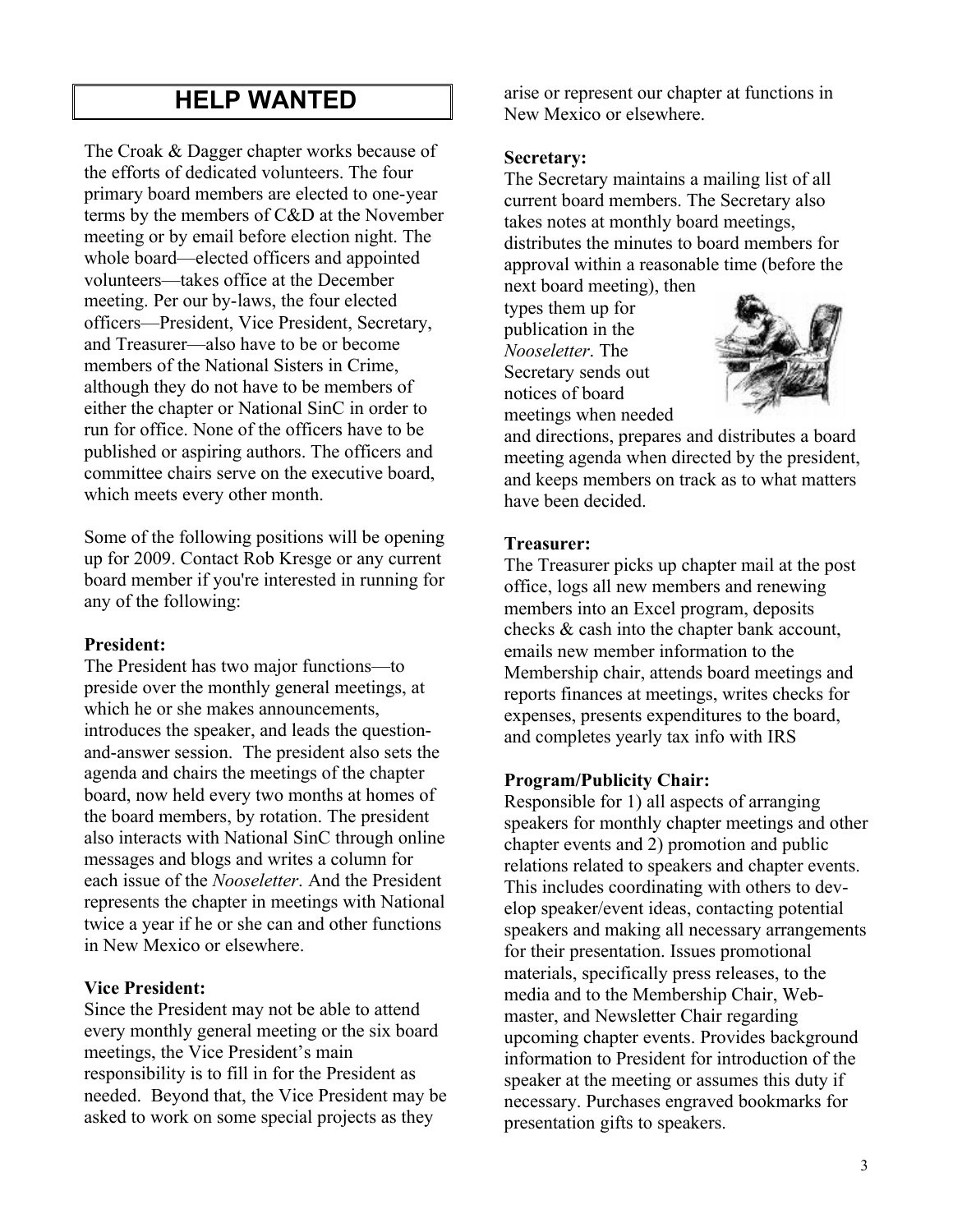# HELP WANTED

The Croak & Dagger chapter works because of the efforts of dedicated volunteers. The four primary board members are elected to one-year terms by the members of C&D at the November meeting or by email before election night. The whole board—elected officers and appointed volunteers—takes office at the December meeting. Per our by-laws, the four elected officers—President, Vice President, Secretary, and Treasurer—also have to be or become members of the National Sisters in Crime, although they do not have to be members of either the chapter or National SinC in order to run for office. None of the officers have to be published or aspiring authors. The officers and committee chairs serve on the executive board, which meets every other month.

Some of the following positions will be opening up for 2009. Contact Rob Kresge or any current board member if you're interested in running for any of the following:

**President:**
The President has two major functions—to preside over the monthly general meetings, at which he or she makes announcements, introduces the speaker, and leads the question-and-answer session. The president also sets the agenda and chairs the meetings of the chapter board, now held every two months at homes of the board members, by rotation. The president also interacts with National SinC through online messages and blogs and writes a column for each issue of the *Nooseletter*. And the President represents the chapter in meetings with National twice a year if he or she can and other functions in New Mexico or elsewhere.

**Vice President:**
Since the President may not be able to attend every monthly general meeting or the six board meetings, the Vice President's main responsibility is to fill in for the President as needed. Beyond that, the Vice President may be asked to work on some special projects as they arise or represent our chapter at functions in New Mexico or elsewhere.

**Secretary:**
The Secretary maintains a mailing list of all current board members. The Secretary also takes notes at monthly board meetings, distributes the minutes to board members for approval within a reasonable time (before the next board meeting), then types them up for publication in the *Nooseletter*. The Secretary sends out notices of board meetings when needed and directions, prepares and distributes a board meeting agenda when directed by the president, and keeps members on track as to what matters have been decided.

**Treasurer:**
The Treasurer picks up chapter mail at the post office, logs all new members and renewing members into an Excel program, deposits checks & cash into the chapter bank account, emails new member information to the Membership chair, attends board meetings and reports finances at meetings, writes checks for expenses, presents expenditures to the board, and completes yearly tax info with IRS

**Program/Publicity Chair:**
Responsible for 1) all aspects of arranging speakers for monthly chapter meetings and other chapter events and 2) promotion and public relations related to speakers and chapter events. This includes coordinating with others to develop speaker/event ideas, contacting potential speakers and making all necessary arrangements for their presentation. Issues promotional materials, specifically press releases, to the media and to the Membership Chair, Webmaster, and Newsletter Chair regarding upcoming chapter events. Provides background information to President for introduction of the speaker at the meeting or assumes this duty if necessary. Purchases engraved bookmarks for presentation gifts to speakers.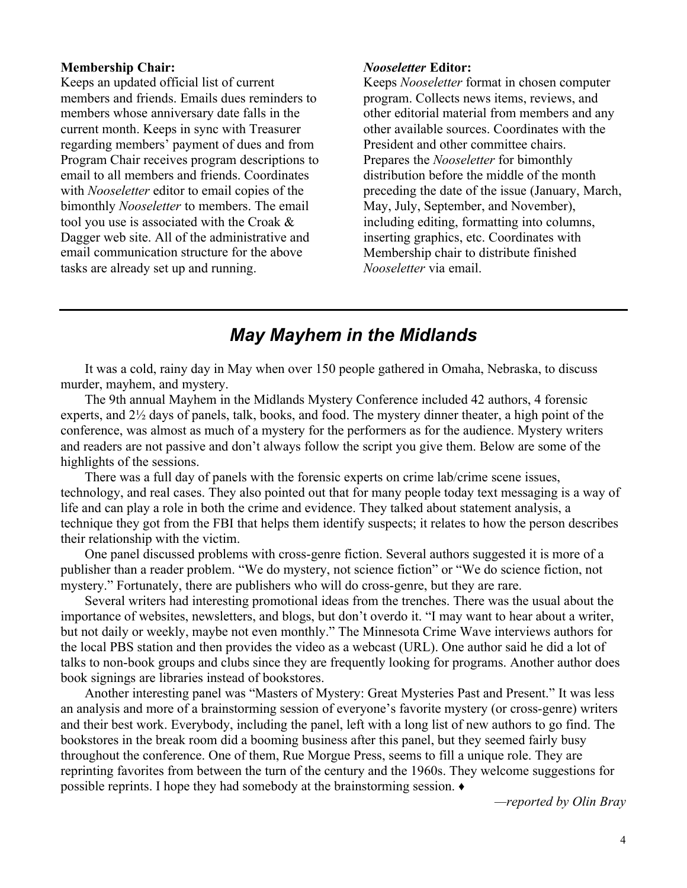**Membership Chair:**
Keeps an updated official list of current members and friends. Emails dues reminders to members whose anniversary date falls in the current month. Keeps in sync with Treasurer regarding members' payment of dues and from Program Chair receives program descriptions to email to all members and friends. Coordinates with *Nooseletter* editor to email copies of the bimonthly *Nooseletter* to members. The email tool you use is associated with the Croak & Dagger web site. All of the administrative and email communication structure for the above tasks are already set up and running.

***Nooseletter* Editor:**
Keeps *Nooseletter* format in chosen computer program. Collects news items, reviews, and other editorial material from members and any other available sources. Coordinates with the President and other committee chairs. Prepares the *Nooseletter* for bimonthly distribution before the middle of the month preceding the date of the issue (January, March, May, July, September, and November), including editing, formatting into columns, inserting graphics, etc. Coordinates with Membership chair to distribute finished *Nooseletter* via email.

## *May Mayhem in the Midlands*

It was a cold, rainy day in May when over 150 people gathered in Omaha, Nebraska, to discuss murder, mayhem, and mystery.

The 9th annual Mayhem in the Midlands Mystery Conference included 42 authors, 4 forensic experts, and 2½ days of panels, talk, books, and food. The mystery dinner theater, a high point of the conference, was almost as much of a mystery for the performers as for the audience. Mystery writers and readers are not passive and don't always follow the script you give them. Below are some of the highlights of the sessions.

There was a full day of panels with the forensic experts on crime lab/crime scene issues, technology, and real cases. They also pointed out that for many people today text messaging is a way of life and can play a role in both the crime and evidence. They talked about statement analysis, a technique they got from the FBI that helps them identify suspects; it relates to how the person describes their relationship with the victim.

One panel discussed problems with cross-genre fiction. Several authors suggested it is more of a publisher than a reader problem. "We do mystery, not science fiction" or "We do science fiction, not mystery." Fortunately, there are publishers who will do cross-genre, but they are rare.

Several writers had interesting promotional ideas from the trenches. There was the usual about the importance of websites, newsletters, and blogs, but don't overdo it. "I may want to hear about a writer, but not daily or weekly, maybe not even monthly." The Minnesota Crime Wave interviews authors for the local PBS station and then provides the video as a webcast (URL). One author said he did a lot of talks to non-book groups and clubs since they are frequently looking for programs. Another author does book signings are libraries instead of bookstores.

Another interesting panel was "Masters of Mystery: Great Mysteries Past and Present." It was less an analysis and more of a brainstorming session of everyone's favorite mystery (or cross-genre) writers and their best work. Everybody, including the panel, left with a long list of new authors to go find. The bookstores in the break room did a booming business after this panel, but they seemed fairly busy throughout the conference. One of them, Rue Morgue Press, seems to fill a unique role. They are reprinting favorites from between the turn of the century and the 1960s. They welcome suggestions for possible reprints. I hope they had somebody at the brainstorming session. ♦

*—reported by Olin Bray*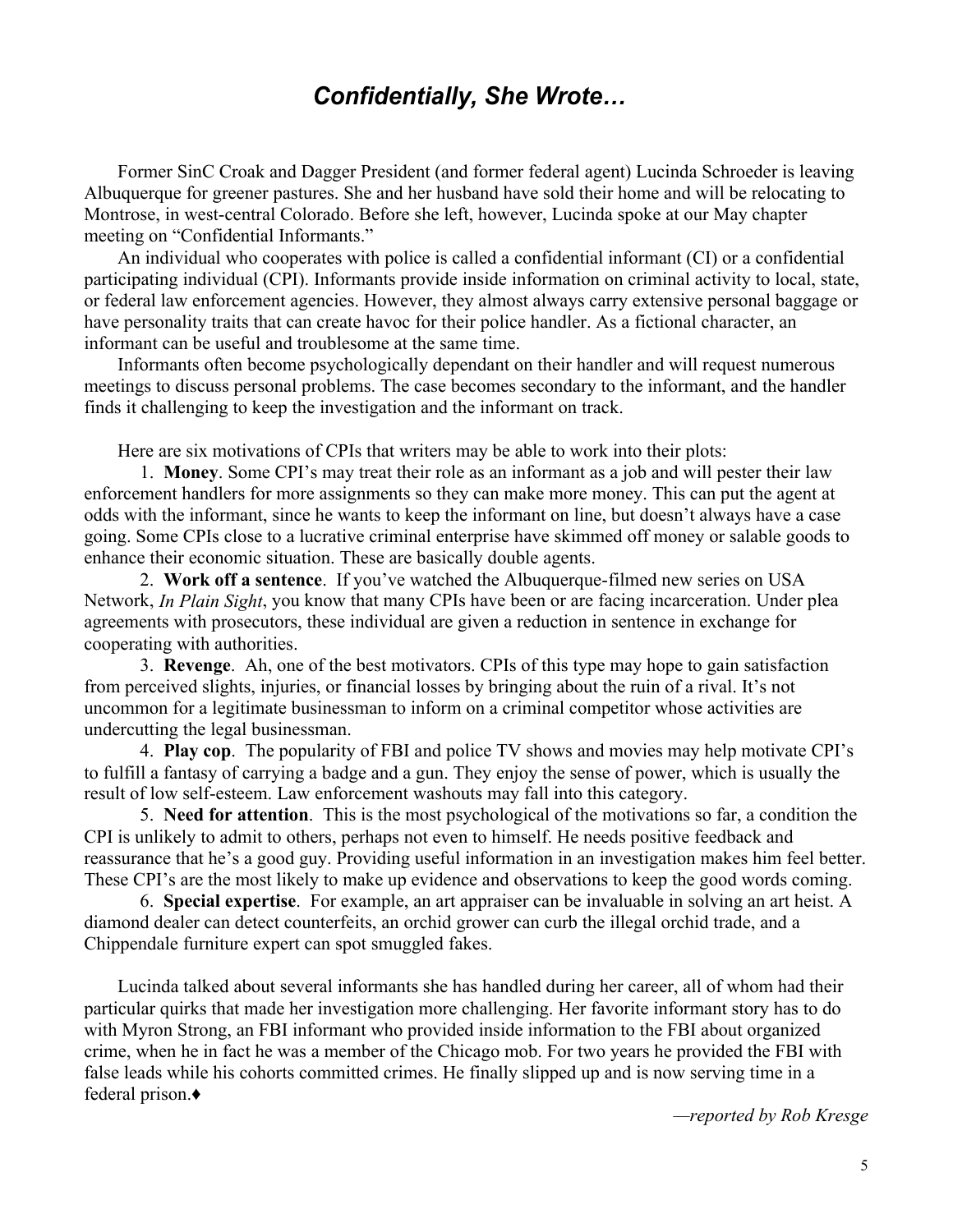## *Confidentially, She Wrote…*

Former SinC Croak and Dagger President (and former federal agent) Lucinda Schroeder is leaving Albuquerque for greener pastures. She and her husband have sold their home and will be relocating to Montrose, in west-central Colorado. Before she left, however, Lucinda spoke at our May chapter meeting on "Confidential Informants."

An individual who cooperates with police is called a confidential informant (CI) or a confidential participating individual (CPI). Informants provide inside information on criminal activity to local, state, or federal law enforcement agencies. However, they almost always carry extensive personal baggage or have personality traits that can create havoc for their police handler. As a fictional character, an informant can be useful and troublesome at the same time.

Informants often become psychologically dependant on their handler and will request numerous meetings to discuss personal problems. The case becomes secondary to the informant, and the handler finds it challenging to keep the investigation and the informant on track.

Here are six motivations of CPIs that writers may be able to work into their plots:

1. **Money**. Some CPI's may treat their role as an informant as a job and will pester their law enforcement handlers for more assignments so they can make more money. This can put the agent at odds with the informant, since he wants to keep the informant on line, but doesn't always have a case going. Some CPIs close to a lucrative criminal enterprise have skimmed off money or salable goods to enhance their economic situation. These are basically double agents.
2. **Work off a sentence**. If you've watched the Albuquerque-filmed new series on USA Network, *In Plain Sight*, you know that many CPIs have been or are facing incarceration. Under plea agreements with prosecutors, these individual are given a reduction in sentence in exchange for cooperating with authorities.
3. **Revenge**. Ah, one of the best motivators. CPIs of this type may hope to gain satisfaction from perceived slights, injuries, or financial losses by bringing about the ruin of a rival. It's not uncommon for a legitimate businessman to inform on a criminal competitor whose activities are undercutting the legal businessman.
4. **Play cop**. The popularity of FBI and police TV shows and movies may help motivate CPI's to fulfill a fantasy of carrying a badge and a gun. They enjoy the sense of power, which is usually the result of low self-esteem. Law enforcement washouts may fall into this category.
5. **Need for attention**. This is the most psychological of the motivations so far, a condition the CPI is unlikely to admit to others, perhaps not even to himself. He needs positive feedback and reassurance that he's a good guy. Providing useful information in an investigation makes him feel better. These CPI's are the most likely to make up evidence and observations to keep the good words coming.
6. **Special expertise**. For example, an art appraiser can be invaluable in solving an art heist. A diamond dealer can detect counterfeits, an orchid grower can curb the illegal orchid trade, and a Chippendale furniture expert can spot smuggled fakes.

Lucinda talked about several informants she has handled during her career, all of whom had their particular quirks that made her investigation more challenging. Her favorite informant story has to do with Myron Strong, an FBI informant who provided inside information to the FBI about organized crime, when he in fact he was a member of the Chicago mob. For two years he provided the FBI with false leads while his cohorts committed crimes. He finally slipped up and is now serving time in a federal prison.♦

*—reported by Rob Kresge*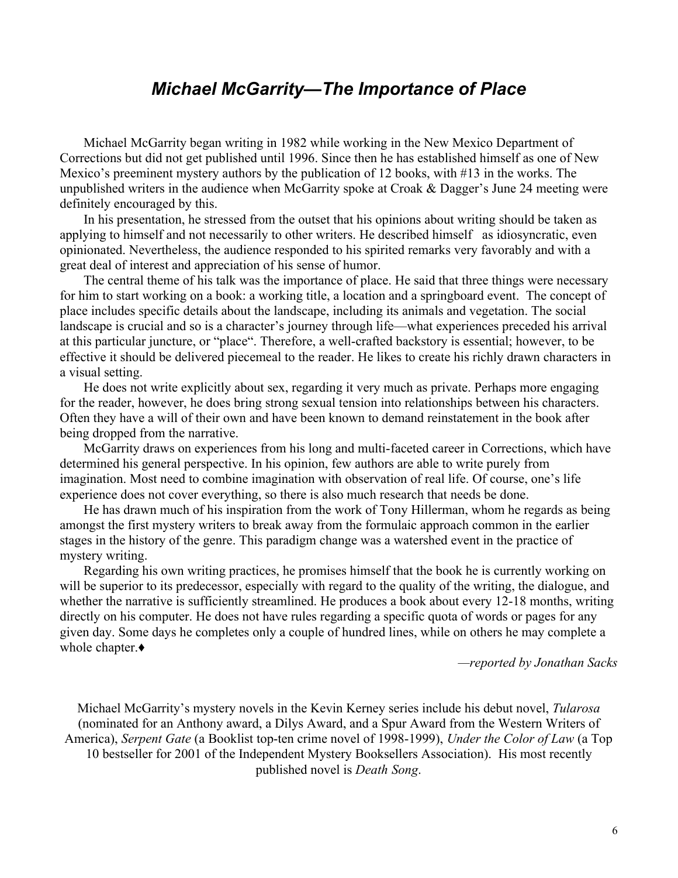## *Michael McGarrity—The Importance of Place*

Michael McGarrity began writing in 1982 while working in the New Mexico Department of Corrections but did not get published until 1996. Since then he has established himself as one of New Mexico's preeminent mystery authors by the publication of 12 books, with #13 in the works. The unpublished writers in the audience when McGarrity spoke at Croak & Dagger's June 24 meeting were definitely encouraged by this.

In his presentation, he stressed from the outset that his opinions about writing should be taken as applying to himself and not necessarily to other writers. He described himself as idiosyncratic, even opinionated. Nevertheless, the audience responded to his spirited remarks very favorably and with a great deal of interest and appreciation of his sense of humor.

The central theme of his talk was the importance of place. He said that three things were necessary for him to start working on a book: a working title, a location and a springboard event. The concept of place includes specific details about the landscape, including its animals and vegetation. The social landscape is crucial and so is a character's journey through life—what experiences preceded his arrival at this particular juncture, or "place". Therefore, a well-crafted backstory is essential; however, to be effective it should be delivered piecemeal to the reader. He likes to create his richly drawn characters in a visual setting.

He does not write explicitly about sex, regarding it very much as private. Perhaps more engaging for the reader, however, he does bring strong sexual tension into relationships between his characters. Often they have a will of their own and have been known to demand reinstatement in the book after being dropped from the narrative.

McGarrity draws on experiences from his long and multi-faceted career in Corrections, which have determined his general perspective. In his opinion, few authors are able to write purely from imagination. Most need to combine imagination with observation of real life. Of course, one's life experience does not cover everything, so there is also much research that needs be done.

He has drawn much of his inspiration from the work of Tony Hillerman, whom he regards as being amongst the first mystery writers to break away from the formulaic approach common in the earlier stages in the history of the genre. This paradigm change was a watershed event in the practice of mystery writing.

Regarding his own writing practices, he promises himself that the book he is currently working on will be superior to its predecessor, especially with regard to the quality of the writing, the dialogue, and whether the narrative is sufficiently streamlined. He produces a book about every 12-18 months, writing directly on his computer. He does not have rules regarding a specific quota of words or pages for any given day. Some days he completes only a couple of hundred lines, while on others he may complete a whole chapter.♦

*—reported by Jonathan Sacks*

Michael McGarrity's mystery novels in the Kevin Kerney series include his debut novel, *Tularosa* (nominated for an Anthony award, a Dilys Award, and a Spur Award from the Western Writers of America), *Serpent Gate* (a Booklist top-ten crime novel of 1998-1999), *Under the Color of Law* (a Top 10 bestseller for 2001 of the Independent Mystery Booksellers Association). His most recently published novel is *Death Song*.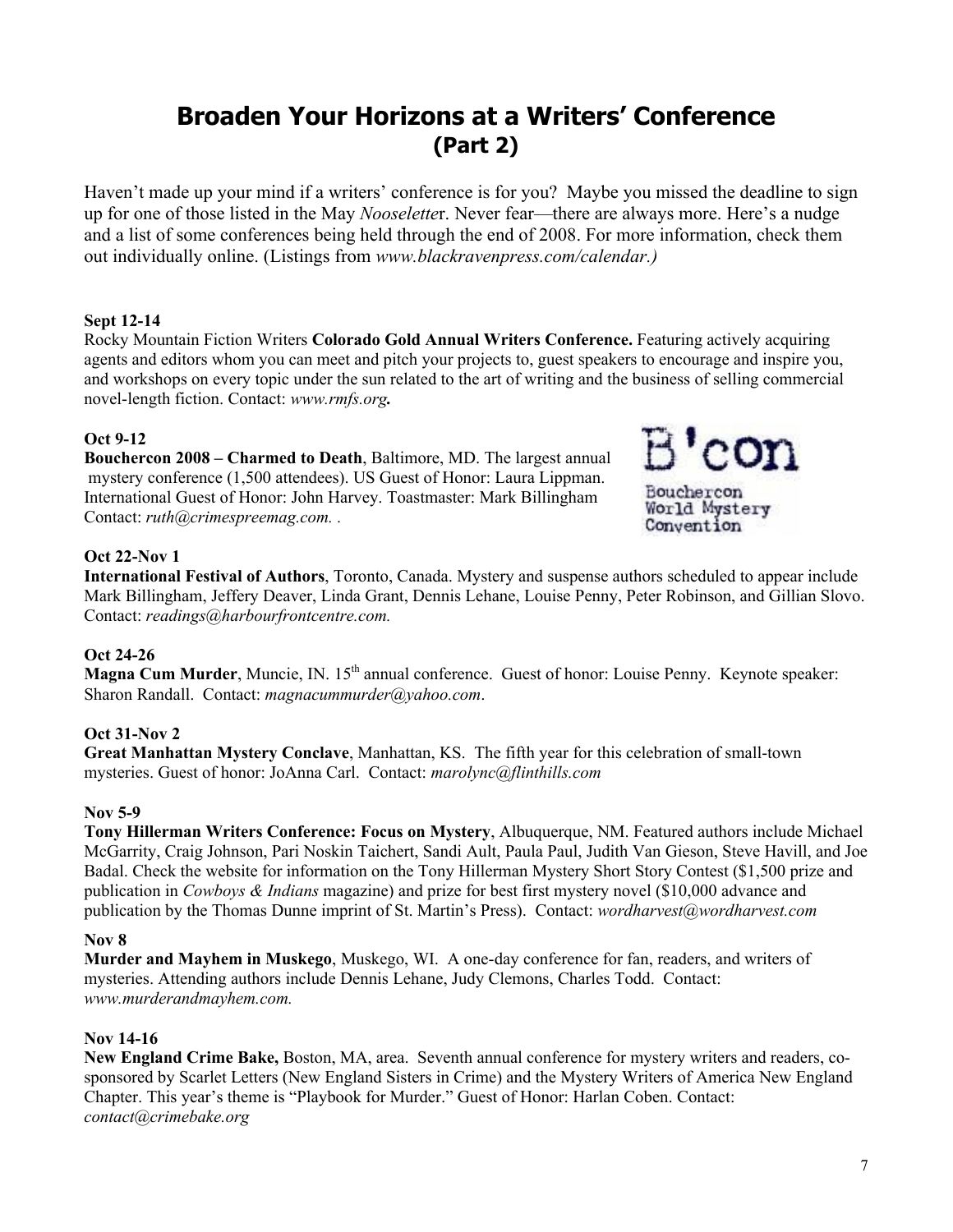# Broaden Your Horizons at a Writers' Conference
## (Part 2)

Haven't made up your mind if a writers' conference is for you? Maybe you missed the deadline to sign up for one of those listed in the May *Nooselette*r. Never fear—there are always more. Here's a nudge and a list of some conferences being held through the end of 2008. For more information, check them out individually online. (Listings from *www.blackravenpress.com/calendar.)*

**Sept 12-14**
Rocky Mountain Fiction Writers **Colorado Gold Annual Writers Conference.** Featuring actively acquiring agents and editors whom you can meet and pitch your projects to, guest speakers to encourage and inspire you, and workshops on every topic under the sun related to the art of writing and the business of selling commercial novel-length fiction. Contact: *www.rmfs.org***.**

**Oct 9-12**
**Bouchercon 2008 – Charmed to Death**, Baltimore, MD. The largest annual mystery conference (1,500 attendees). US Guest of Honor: Laura Lippman. International Guest of Honor: John Harvey. Toastmaster: Mark Billingham Contact: *ruth@crimespreemag.com.* .

B'con
Bouchercon World Mystery Convention

**Oct 22-Nov 1**
**International Festival of Authors**, Toronto, Canada. Mystery and suspense authors scheduled to appear include Mark Billingham, Jeffery Deaver, Linda Grant, Dennis Lehane, Louise Penny, Peter Robinson, and Gillian Slovo. Contact: *readings@harbourfrontcentre.com.*

**Oct 24-26**
**Magna Cum Murder**, Muncie, IN. 15th annual conference. Guest of honor: Louise Penny. Keynote speaker: Sharon Randall. Contact: *magnacummurder@yahoo.com*.

**Oct 31-Nov 2**
**Great Manhattan Mystery Conclave**, Manhattan, KS. The fifth year for this celebration of small-town mysteries. Guest of honor: JoAnna Carl. Contact: *marolync@flinthills.com*

**Nov 5-9**
**Tony Hillerman Writers Conference: Focus on Mystery**, Albuquerque, NM. Featured authors include Michael McGarrity, Craig Johnson, Pari Noskin Taichert, Sandi Ault, Paula Paul, Judith Van Gieson, Steve Havill, and Joe Badal. Check the website for information on the Tony Hillerman Mystery Short Story Contest ($1,500 prize and publication in *Cowboys & Indians* magazine) and prize for best first mystery novel ($10,000 advance and publication by the Thomas Dunne imprint of St. Martin's Press). Contact: *wordharvest@wordharvest.com*

**Nov 8**
**Murder and Mayhem in Muskego**, Muskego, WI. A one-day conference for fan, readers, and writers of mysteries. Attending authors include Dennis Lehane, Judy Clemons, Charles Todd. Contact: *www.murderandmayhem.com.*

**Nov 14-16**
**New England Crime Bake,** Boston, MA, area. Seventh annual conference for mystery writers and readers, co-sponsored by Scarlet Letters (New England Sisters in Crime) and the Mystery Writers of America New England Chapter. This year's theme is "Playbook for Murder." Guest of Honor: Harlan Coben. Contact: *contact@crimebake.org*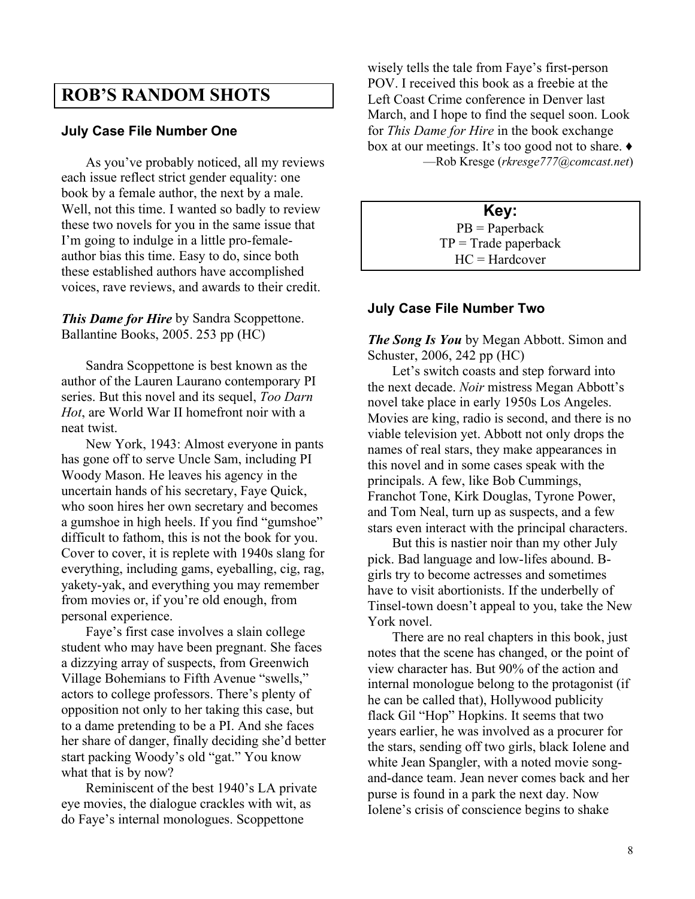# ROB'S RANDOM SHOTS

### July Case File Number One

As you've probably noticed, all my reviews each issue reflect strict gender equality: one book by a female author, the next by a male. Well, not this time. I wanted so badly to review these two novels for you in the same issue that I'm going to indulge in a little pro-female-author bias this time. Easy to do, since both these established authors have accomplished voices, rave reviews, and awards to their credit.

***This Dame for Hire*** by Sandra Scoppettone. Ballantine Books, 2005. 253 pp (HC)

Sandra Scoppettone is best known as the author of the Lauren Laurano contemporary PI series. But this novel and its sequel, *Too Darn Hot*, are World War II homefront noir with a neat twist.

New York, 1943: Almost everyone in pants has gone off to serve Uncle Sam, including PI Woody Mason. He leaves his agency in the uncertain hands of his secretary, Faye Quick, who soon hires her own secretary and becomes a gumshoe in high heels. If you find "gumshoe" difficult to fathom, this is not the book for you. Cover to cover, it is replete with 1940s slang for everything, including gams, eyeballing, cig, rag, yakety-yak, and everything you may remember from movies or, if you're old enough, from personal experience.

Faye's first case involves a slain college student who may have been pregnant. She faces a dizzying array of suspects, from Greenwich Village Bohemians to Fifth Avenue "swells," actors to college professors. There's plenty of opposition not only to her taking this case, but to a dame pretending to be a PI. And she faces her share of danger, finally deciding she'd better start packing Woody's old "gat." You know what that is by now?

Reminiscent of the best 1940's LA private eye movies, the dialogue crackles with wit, as do Faye's internal monologues. Scoppettone wisely tells the tale from Faye's first-person POV. I received this book as a freebie at the Left Coast Crime conference in Denver last March, and I hope to find the sequel soon. Look for *This Dame for Hire* in the book exchange box at our meetings. It's too good not to share. ♦

—Rob Kresge (*rkresge777@comcast.net*)

**Key:**
PB = Paperback
TP = Trade paperback
HC = Hardcover

### July Case File Number Two

***The Song Is You*** by Megan Abbott. Simon and Schuster, 2006, 242 pp (HC)

Let's switch coasts and step forward into the next decade. *Noir* mistress Megan Abbott's novel take place in early 1950s Los Angeles. Movies are king, radio is second, and there is no viable television yet. Abbott not only drops the names of real stars, they make appearances in this novel and in some cases speak with the principals. A few, like Bob Cummings, Franchot Tone, Kirk Douglas, Tyrone Power, and Tom Neal, turn up as suspects, and a few stars even interact with the principal characters.

But this is nastier noir than my other July pick. Bad language and low-lifes abound. B-girls try to become actresses and sometimes have to visit abortionists. If the underbelly of Tinsel-town doesn't appeal to you, take the New York novel.

There are no real chapters in this book, just notes that the scene has changed, or the point of view character has. But 90% of the action and internal monologue belong to the protagonist (if he can be called that), Hollywood publicity flack Gil "Hop" Hopkins. It seems that two years earlier, he was involved as a procurer for the stars, sending off two girls, black Iolene and white Jean Spangler, with a noted movie song-and-dance team. Jean never comes back and her purse is found in a park the next day. Now Iolene's crisis of conscience begins to shake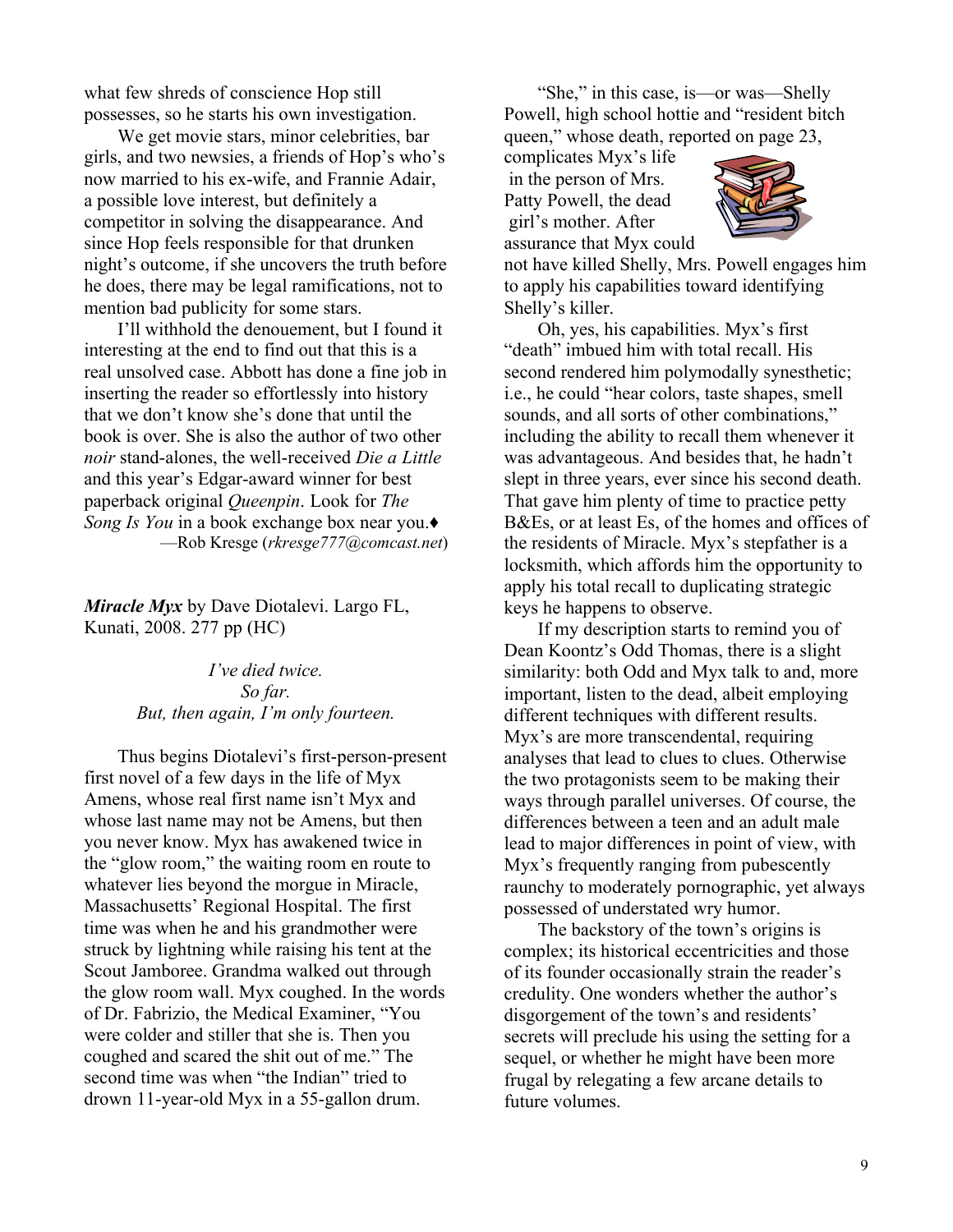what few shreds of conscience Hop still possesses, so he starts his own investigation.

We get movie stars, minor celebrities, bar girls, and two newsies, a friends of Hop's who's now married to his ex-wife, and Frannie Adair, a possible love interest, but definitely a competitor in solving the disappearance. And since Hop feels responsible for that drunken night's outcome, if she uncovers the truth before he does, there may be legal ramifications, not to mention bad publicity for some stars.

I'll withhold the denouement, but I found it interesting at the end to find out that this is a real unsolved case. Abbott has done a fine job in inserting the reader so effortlessly into history that we don't know she's done that until the book is over. She is also the author of two other *noir* stand-alones, the well-received *Die a Little* and this year's Edgar-award winner for best paperback original *Queenpin*. Look for *The Song Is You* in a book exchange box near you.♦

—Rob Kresge (*rkresge777@comcast.net*)

***Miracle Myx*** by Dave Diotalevi. Largo FL, Kunati, 2008. 277 pp (HC)

*I've died twice.*
*So far.*
*But, then again, I'm only fourteen.*

Thus begins Diotalevi's first-person-present first novel of a few days in the life of Myx Amens, whose real first name isn't Myx and whose last name may not be Amens, but then you never know. Myx has awakened twice in the "glow room," the waiting room en route to whatever lies beyond the morgue in Miracle, Massachusetts' Regional Hospital. The first time was when he and his grandmother were struck by lightning while raising his tent at the Scout Jamboree. Grandma walked out through the glow room wall. Myx coughed. In the words of Dr. Fabrizio, the Medical Examiner, "You were colder and stiller that she is. Then you coughed and scared the shit out of me." The second time was when "the Indian" tried to drown 11-year-old Myx in a 55-gallon drum.

"She," in this case, is—or was—Shelly Powell, high school hottie and "resident bitch queen," whose death, reported on page 23, complicates Myx's life in the person of Mrs. Patty Powell, the dead girl's mother. After assurance that Myx could not have killed Shelly, Mrs. Powell engages him to apply his capabilities toward identifying Shelly's killer.

Oh, yes, his capabilities. Myx's first "death" imbued him with total recall. His second rendered him polymodally synesthetic; i.e., he could "hear colors, taste shapes, smell sounds, and all sorts of other combinations," including the ability to recall them whenever it was advantageous. And besides that, he hadn't slept in three years, ever since his second death. That gave him plenty of time to practice petty B&Es, or at least Es, of the homes and offices of the residents of Miracle. Myx's stepfather is a locksmith, which affords him the opportunity to apply his total recall to duplicating strategic keys he happens to observe.

If my description starts to remind you of Dean Koontz's Odd Thomas, there is a slight similarity: both Odd and Myx talk to and, more important, listen to the dead, albeit employing different techniques with different results. Myx's are more transcendental, requiring analyses that lead to clues to clues. Otherwise the two protagonists seem to be making their ways through parallel universes. Of course, the differences between a teen and an adult male lead to major differences in point of view, with Myx's frequently ranging from pubescently raunchy to moderately pornographic, yet always possessed of understated wry humor.

The backstory of the town's origins is complex; its historical eccentricities and those of its founder occasionally strain the reader's credulity. One wonders whether the author's disgorgement of the town's and residents' secrets will preclude his using the setting for a sequel, or whether he might have been more frugal by relegating a few arcane details to future volumes.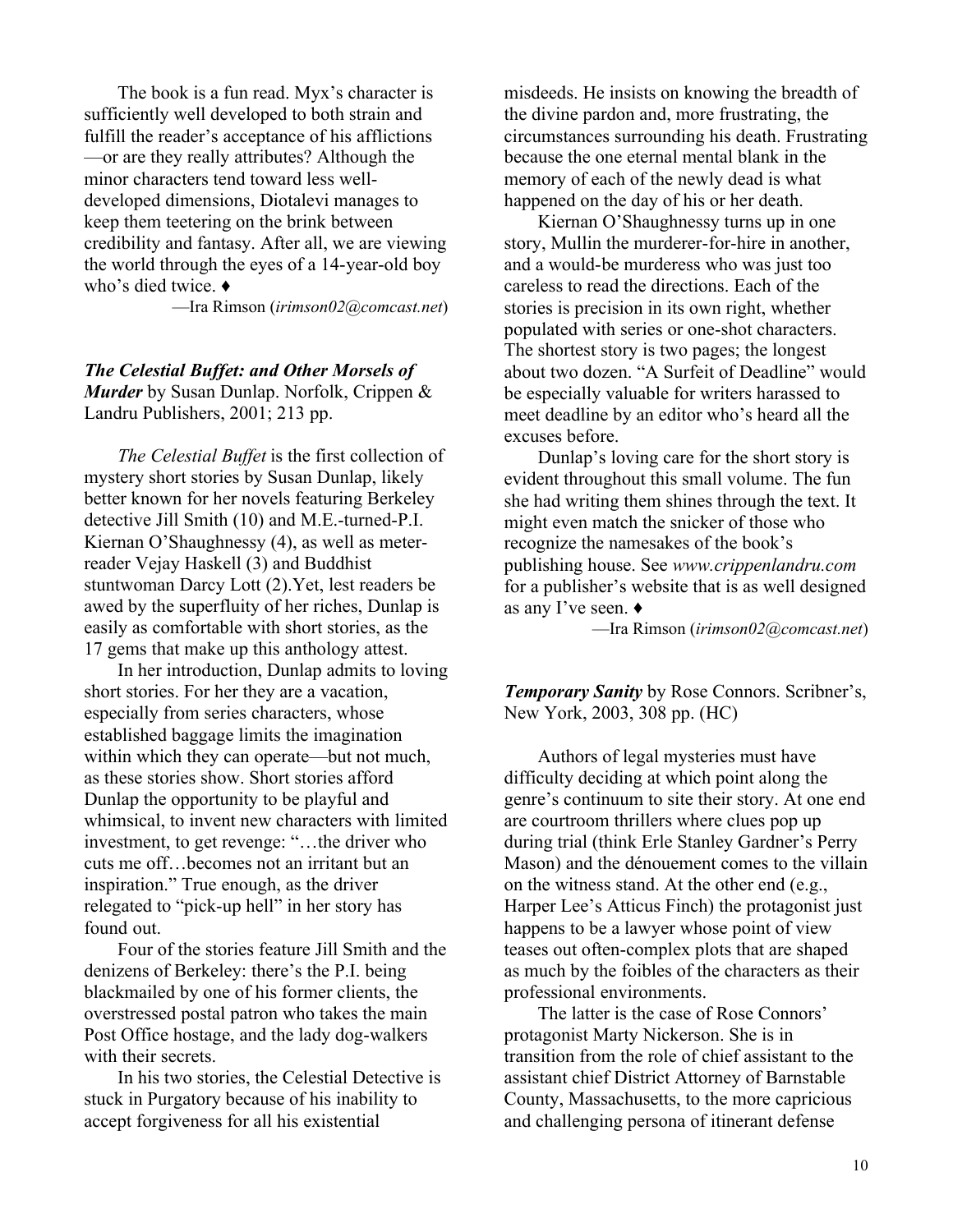The book is a fun read. Myx's character is sufficiently well developed to both strain and fulfill the reader's acceptance of his afflictions —or are they really attributes? Although the minor characters tend toward less well-developed dimensions, Diotalevi manages to keep them teetering on the brink between credibility and fantasy. After all, we are viewing the world through the eyes of a 14-year-old boy who's died twice. ♦

—Ira Rimson (*irimson02@comcast.net*)

***The Celestial Buffet: and Other Morsels of Murder*** by Susan Dunlap. Norfolk, Crippen & Landru Publishers, 2001; 213 pp.

*The Celestial Buffet* is the first collection of mystery short stories by Susan Dunlap, likely better known for her novels featuring Berkeley detective Jill Smith (10) and M.E.-turned-P.I. Kiernan O'Shaughnessy (4), as well as meter-reader Vejay Haskell (3) and Buddhist stuntwoman Darcy Lott (2).Yet, lest readers be awed by the superfluity of her riches, Dunlap is easily as comfortable with short stories, as the 17 gems that make up this anthology attest.

In her introduction, Dunlap admits to loving short stories. For her they are a vacation, especially from series characters, whose established baggage limits the imagination within which they can operate—but not much, as these stories show. Short stories afford Dunlap the opportunity to be playful and whimsical, to invent new characters with limited investment, to get revenge: "…the driver who cuts me off…becomes not an irritant but an inspiration." True enough, as the driver relegated to "pick-up hell" in her story has found out.

Four of the stories feature Jill Smith and the denizens of Berkeley: there's the P.I. being blackmailed by one of his former clients, the overstressed postal patron who takes the main Post Office hostage, and the lady dog-walkers with their secrets.

In his two stories, the Celestial Detective is stuck in Purgatory because of his inability to accept forgiveness for all his existential misdeeds. He insists on knowing the breadth of the divine pardon and, more frustrating, the circumstances surrounding his death. Frustrating because the one eternal mental blank in the memory of each of the newly dead is what happened on the day of his or her death.

Kiernan O'Shaughnessy turns up in one story, Mullin the murderer-for-hire in another, and a would-be murderess who was just too careless to read the directions. Each of the stories is precision in its own right, whether populated with series or one-shot characters. The shortest story is two pages; the longest about two dozen. "A Surfeit of Deadline" would be especially valuable for writers harassed to meet deadline by an editor who's heard all the excuses before.

Dunlap's loving care for the short story is evident throughout this small volume. The fun she had writing them shines through the text. It might even match the snicker of those who recognize the namesakes of the book's publishing house. See *www.crippenlandru.com* for a publisher's website that is as well designed as any I've seen. ♦

—Ira Rimson (*irimson02@comcast.net*)

***Temporary Sanity*** by Rose Connors. Scribner's, New York, 2003, 308 pp. (HC)

Authors of legal mysteries must have difficulty deciding at which point along the genre's continuum to site their story. At one end are courtroom thrillers where clues pop up during trial (think Erle Stanley Gardner's Perry Mason) and the dénouement comes to the villain on the witness stand. At the other end (e.g., Harper Lee's Atticus Finch) the protagonist just happens to be a lawyer whose point of view teases out often-complex plots that are shaped as much by the foibles of the characters as their professional environments.

The latter is the case of Rose Connors' protagonist Marty Nickerson. She is in transition from the role of chief assistant to the assistant chief District Attorney of Barnstable County, Massachusetts, to the more capricious and challenging persona of itinerant defense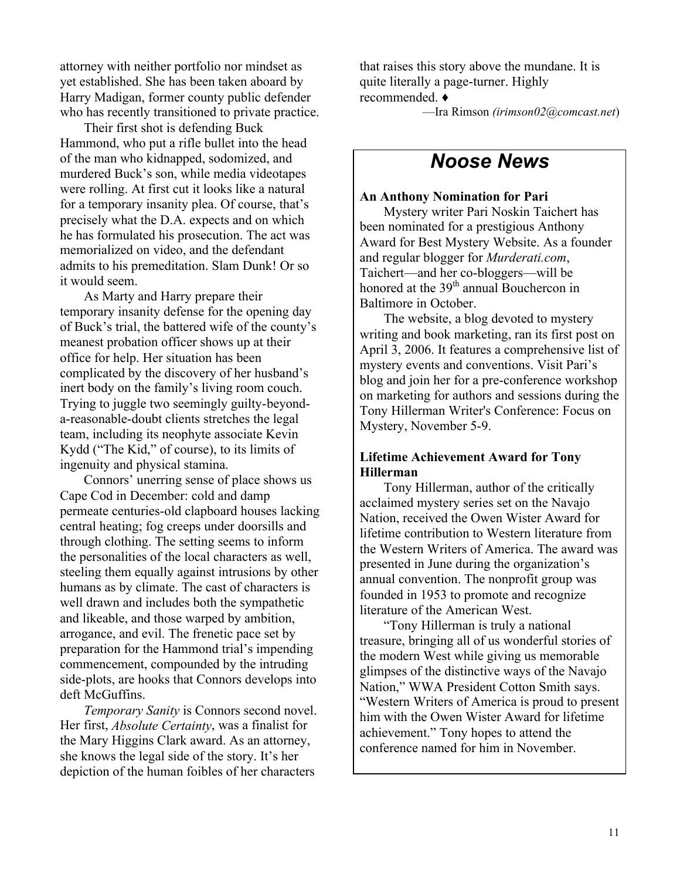attorney with neither portfolio nor mindset as yet established. She has been taken aboard by Harry Madigan, former county public defender who has recently transitioned to private practice.

Their first shot is defending Buck Hammond, who put a rifle bullet into the head of the man who kidnapped, sodomized, and murdered Buck's son, while media videotapes were rolling. At first cut it looks like a natural for a temporary insanity plea. Of course, that's precisely what the D.A. expects and on which he has formulated his prosecution. The act was memorialized on video, and the defendant admits to his premeditation. Slam Dunk! Or so it would seem.

As Marty and Harry prepare their temporary insanity defense for the opening day of Buck's trial, the battered wife of the county's meanest probation officer shows up at their office for help. Her situation has been complicated by the discovery of her husband's inert body on the family's living room couch. Trying to juggle two seemingly guilty-beyond-a-reasonable-doubt clients stretches the legal team, including its neophyte associate Kevin Kydd ("The Kid," of course), to its limits of ingenuity and physical stamina.

Connors' unerring sense of place shows us Cape Cod in December: cold and damp permeate centuries-old clapboard houses lacking central heating; fog creeps under doorsills and through clothing. The setting seems to inform the personalities of the local characters as well, steeling them equally against intrusions by other humans as by climate. The cast of characters is well drawn and includes both the sympathetic and likeable, and those warped by ambition, arrogance, and evil. The frenetic pace set by preparation for the Hammond trial's impending commencement, compounded by the intruding side-plots, are hooks that Connors develops into deft McGuffins.

*Temporary Sanity* is Connors second novel. Her first, *Absolute Certainty*, was a finalist for the Mary Higgins Clark award. As an attorney, she knows the legal side of the story. It's her depiction of the human foibles of her characters that raises this story above the mundane. It is quite literally a page-turner. Highly recommended. ♦

—Ira Rimson *(irimson02@comcast.net)*

## *Noose News*

**An Anthony Nomination for Pari**

Mystery writer Pari Noskin Taichert has been nominated for a prestigious Anthony Award for Best Mystery Website. As a founder and regular blogger for *Murderati.com*, Taichert—and her co-bloggers—will be honored at the 39th annual Bouchercon in Baltimore in October.

The website, a blog devoted to mystery writing and book marketing, ran its first post on April 3, 2006. It features a comprehensive list of mystery events and conventions. Visit Pari's blog and join her for a pre-conference workshop on marketing for authors and sessions during the Tony Hillerman Writer's Conference: Focus on Mystery, November 5-9.

**Lifetime Achievement Award for Tony Hillerman**

Tony Hillerman, author of the critically acclaimed mystery series set on the Navajo Nation, received the Owen Wister Award for lifetime contribution to Western literature from the Western Writers of America. The award was presented in June during the organization's annual convention. The nonprofit group was founded in 1953 to promote and recognize literature of the American West.

"Tony Hillerman is truly a national treasure, bringing all of us wonderful stories of the modern West while giving us memorable glimpses of the distinctive ways of the Navajo Nation," WWA President Cotton Smith says. "Western Writers of America is proud to present him with the Owen Wister Award for lifetime achievement." Tony hopes to attend the conference named for him in November.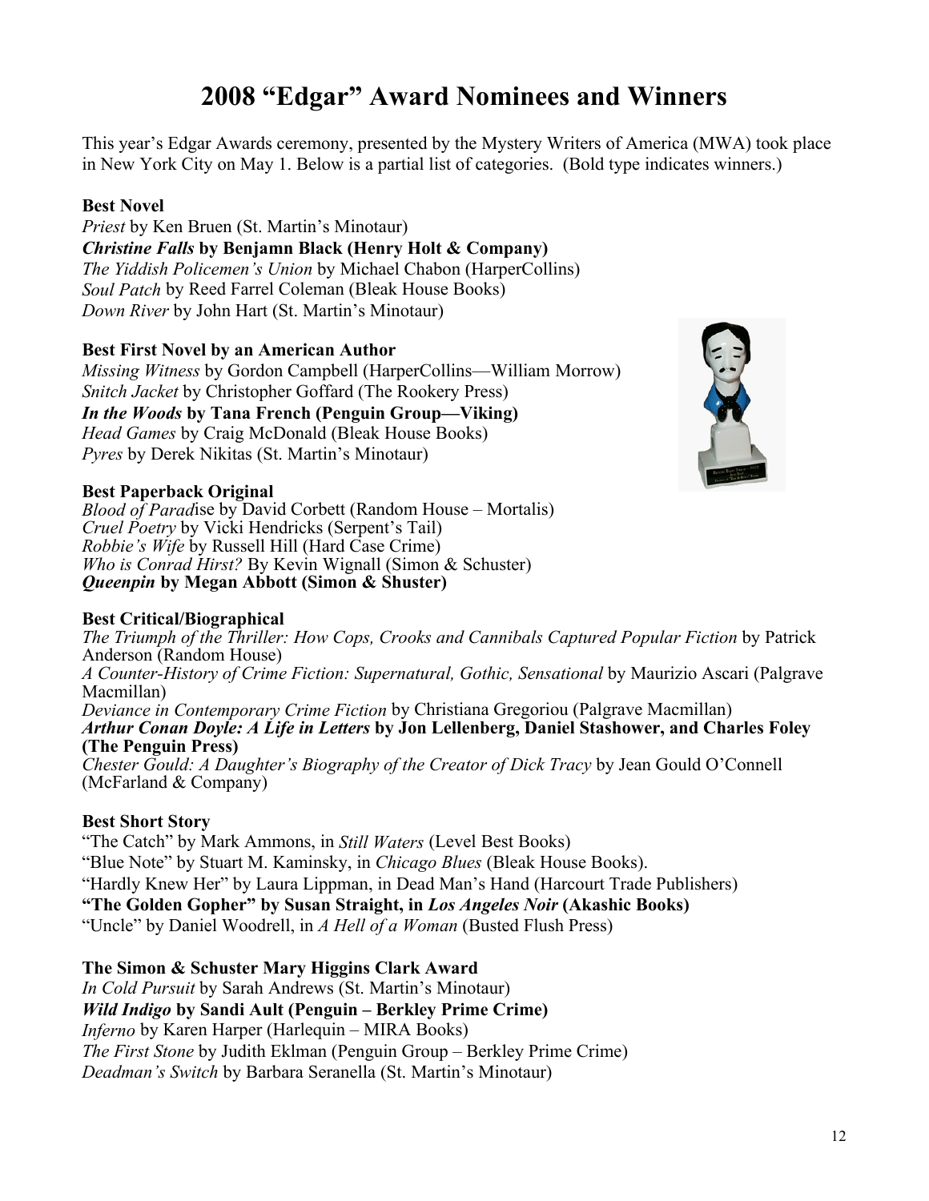# 2008 "Edgar" Award Nominees and Winners

This year's Edgar Awards ceremony, presented by the Mystery Writers of America (MWA) took place in New York City on May 1. Below is a partial list of categories. (Bold type indicates winners.)

**Best Novel**

*Priest* by Ken Bruen (St. Martin's Minotaur)
***Christine Falls* by Benjamn Black (Henry Holt & Company)**
*The Yiddish Policemen's Union* by Michael Chabon (HarperCollins)
*Soul Patch* by Reed Farrel Coleman (Bleak House Books)
*Down River* by John Hart (St. Martin's Minotaur)

**Best First Novel by an American Author**

*Missing Witness* by Gordon Campbell (HarperCollins—William Morrow)
*Snitch Jacket* by Christopher Goffard (The Rookery Press)
***In the Woods* by Tana French (Penguin Group—Viking)**
*Head Games* by Craig McDonald (Bleak House Books)
*Pyres* by Derek Nikitas (St. Martin's Minotaur)

**Best Paperback Original**

*Blood of Parad*ise by David Corbett (Random House – Mortalis)
*Cruel Poetry* by Vicki Hendricks (Serpent's Tail)
*Robbie's Wife* by Russell Hill (Hard Case Crime)
*Who is Conrad Hirst?* By Kevin Wignall (Simon & Schuster)
***Queenpin* by Megan Abbott (Simon & Shuster)**

**Best Critical/Biographical**

*The Triumph of the Thriller: How Cops, Crooks and Cannibals Captured Popular Fiction* by Patrick Anderson (Random House)
*A Counter-History of Crime Fiction: Supernatural, Gothic, Sensational* by Maurizio Ascari (Palgrave Macmillan)
*Deviance in Contemporary Crime Fiction* by Christiana Gregoriou (Palgrave Macmillan)
***Arthur Conan Doyle: A Life in Letters* by Jon Lellenberg, Daniel Stashower, and Charles Foley (The Penguin Press)**
*Chester Gould: A Daughter's Biography of the Creator of Dick Tracy* by Jean Gould O'Connell (McFarland & Company)

**Best Short Story**

"The Catch" by Mark Ammons, in *Still Waters* (Level Best Books)
"Blue Note" by Stuart M. Kaminsky, in *Chicago Blues* (Bleak House Books).
"Hardly Knew Her" by Laura Lippman, in Dead Man's Hand (Harcourt Trade Publishers)
**"The Golden Gopher" by Susan Straight, in *Los Angeles Noir* (Akashic Books)**
"Uncle" by Daniel Woodrell, in *A Hell of a Woman* (Busted Flush Press)

**The Simon & Schuster Mary Higgins Clark Award**

*In Cold Pursuit* by Sarah Andrews (St. Martin's Minotaur)
***Wild Indigo* by Sandi Ault (Penguin – Berkley Prime Crime)**
*Inferno* by Karen Harper (Harlequin – MIRA Books)
*The First Stone* by Judith Eklman (Penguin Group – Berkley Prime Crime)
*Deadman's Switch* by Barbara Seranella (St. Martin's Minotaur)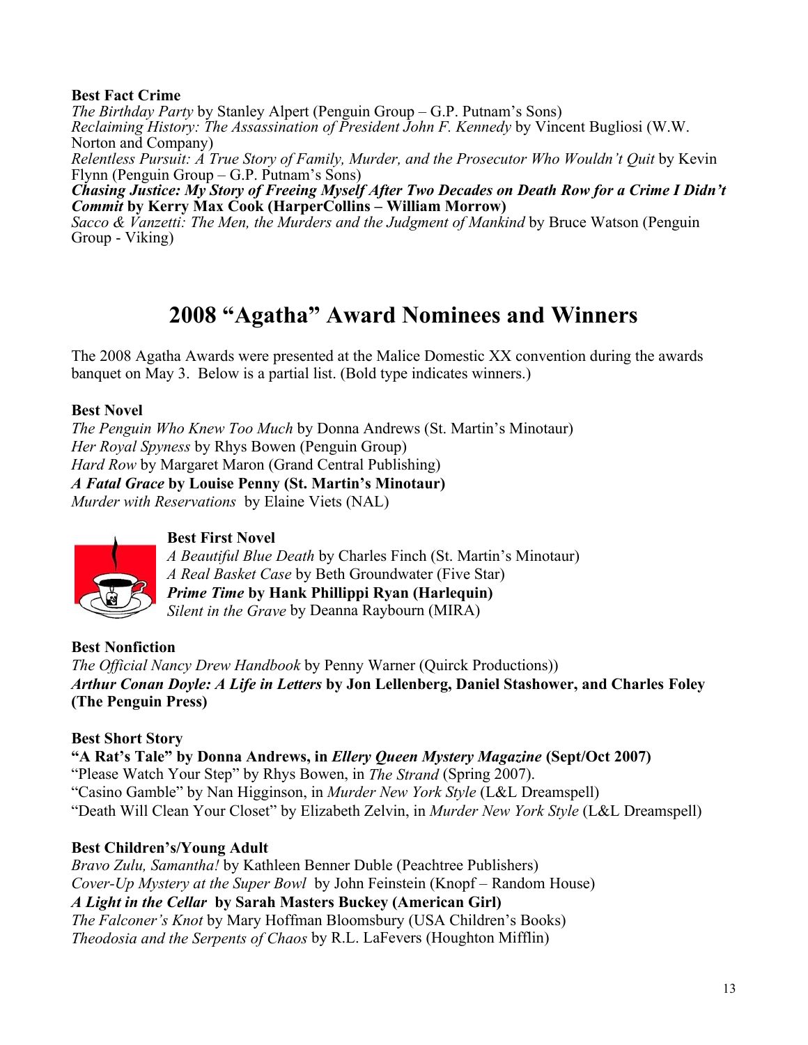**Best Fact Crime**
*The Birthday Party* by Stanley Alpert (Penguin Group – G.P. Putnam's Sons)
*Reclaiming History: The Assassination of President John F. Kennedy* by Vincent Bugliosi (W.W. Norton and Company)
*Relentless Pursuit: A True Story of Family, Murder, and the Prosecutor Who Wouldn't Quit* by Kevin Flynn (Penguin Group – G.P. Putnam's Sons)
***Chasing Justice: My Story of Freeing Myself After Two Decades on Death Row for a Crime I Didn't Commit* by Kerry Max Cook (HarperCollins – William Morrow)**
*Sacco & Vanzetti: The Men, the Murders and the Judgment of Mankind* by Bruce Watson (Penguin Group - Viking)

# 2008 "Agatha" Award Nominees and Winners

The 2008 Agatha Awards were presented at the Malice Domestic XX convention during the awards banquet on May 3. Below is a partial list. (Bold type indicates winners.)

**Best Novel**
*The Penguin Who Knew Too Much* by Donna Andrews (St. Martin's Minotaur)
*Her Royal Spyness* by Rhys Bowen (Penguin Group)
*Hard Row* by Margaret Maron (Grand Central Publishing)
***A Fatal Grace* by Louise Penny (St. Martin's Minotaur)**
*Murder with Reservations* by Elaine Viets (NAL)

**Best First Novel**
*A Beautiful Blue Death* by Charles Finch (St. Martin's Minotaur)
*A Real Basket Case* by Beth Groundwater (Five Star)
***Prime Time* by Hank Phillippi Ryan (Harlequin)**
*Silent in the Grave* by Deanna Raybourn (MIRA)

**Best Nonfiction**
*The Official Nancy Drew Handbook* by Penny Warner (Quirck Productions))
***Arthur Conan Doyle: A Life in Letters* by Jon Lellenberg, Daniel Stashower, and Charles Foley (The Penguin Press)**

**Best Short Story**
**"A Rat's Tale" by Donna Andrews, in *Ellery Queen Mystery Magazine* (Sept/Oct 2007)**
"Please Watch Your Step" by Rhys Bowen, in *The Strand* (Spring 2007).
"Casino Gamble" by Nan Higginson, in *Murder New York Style* (L&L Dreamspell)
"Death Will Clean Your Closet" by Elizabeth Zelvin, in *Murder New York Style* (L&L Dreamspell)

**Best Children's/Young Adult**
*Bravo Zulu, Samantha!* by Kathleen Benner Duble (Peachtree Publishers)
*Cover-Up Mystery at the Super Bowl* by John Feinstein (Knopf – Random House)
***A Light in the Cellar* by Sarah Masters Buckey (American Girl)**
*The Falconer's Knot* by Mary Hoffman Bloomsbury (USA Children's Books)
*Theodosia and the Serpents of Chaos* by R.L. LaFevers (Houghton Mifflin)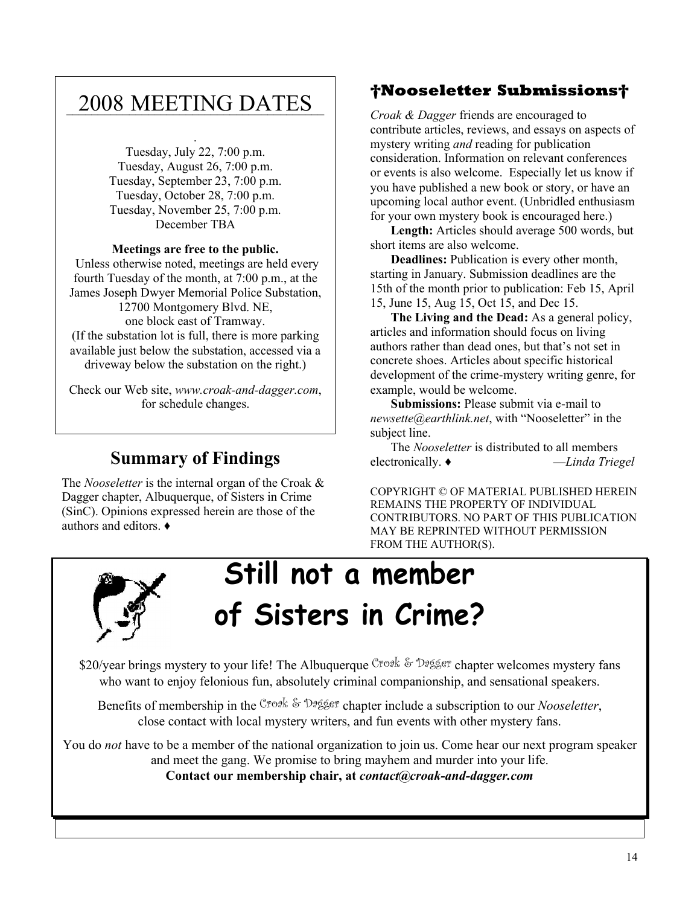## 2008 MEETING DATES

Tuesday, July 22, 7:00 p.m.
Tuesday, August 26, 7:00 p.m.
Tuesday, September 23, 7:00 p.m.
Tuesday, October 28, 7:00 p.m.
Tuesday, November 25, 7:00 p.m.
December TBA

**Meetings are free to the public.**
Unless otherwise noted, meetings are held every fourth Tuesday of the month, at 7:00 p.m., at the James Joseph Dwyer Memorial Police Substation, 12700 Montgomery Blvd. NE, one block east of Tramway.
(If the substation lot is full, there is more parking available just below the substation, accessed via a driveway below the substation on the right.)

Check our Web site, *www.croak-and-dagger.com*, for schedule changes.

## Summary of Findings

The *Nooseletter* is the internal organ of the Croak & Dagger chapter, Albuquerque, of Sisters in Crime (SinC). Opinions expressed herein are those of the authors and editors. ♦

## †Nooseletter Submissions†

*Croak & Dagger* friends are encouraged to contribute articles, reviews, and essays on aspects of mystery writing *and* reading for publication consideration. Information on relevant conferences or events is also welcome. Especially let us know if you have published a new book or story, or have an upcoming local author event. (Unbridled enthusiasm for your own mystery book is encouraged here.)

**Length:** Articles should average 500 words, but short items are also welcome.

**Deadlines:** Publication is every other month, starting in January. Submission deadlines are the 15th of the month prior to publication: Feb 15, April 15, June 15, Aug 15, Oct 15, and Dec 15.

**The Living and the Dead:** As a general policy, articles and information should focus on living authors rather than dead ones, but that's not set in concrete shoes. Articles about specific historical development of the crime-mystery writing genre, for example, would be welcome.

**Submissions:** Please submit via e-mail to *newsette@earthlink.net*, with "Nooseletter" in the subject line.

The *Nooseletter* is distributed to all members electronically. ♦ —*Linda Triegel*

COPYRIGHT © OF MATERIAL PUBLISHED HEREIN REMAINS THE PROPERTY OF INDIVIDUAL CONTRIBUTORS. NO PART OF THIS PUBLICATION MAY BE REPRINTED WITHOUT PERMISSION FROM THE AUTHOR(S).

# Still not a member of Sisters in Crime?

$20/year brings mystery to your life! The Albuquerque Croak & Dagger chapter welcomes mystery fans who want to enjoy felonious fun, absolutely criminal companionship, and sensational speakers.

Benefits of membership in the Croak & Dagger chapter include a subscription to our *Nooseletter*, close contact with local mystery writers, and fun events with other mystery fans.

You do *not* have to be a member of the national organization to join us. Come hear our next program speaker and meet the gang. We promise to bring mayhem and murder into your life.
**Contact our membership chair, at *contact@croak-and-dagger.com***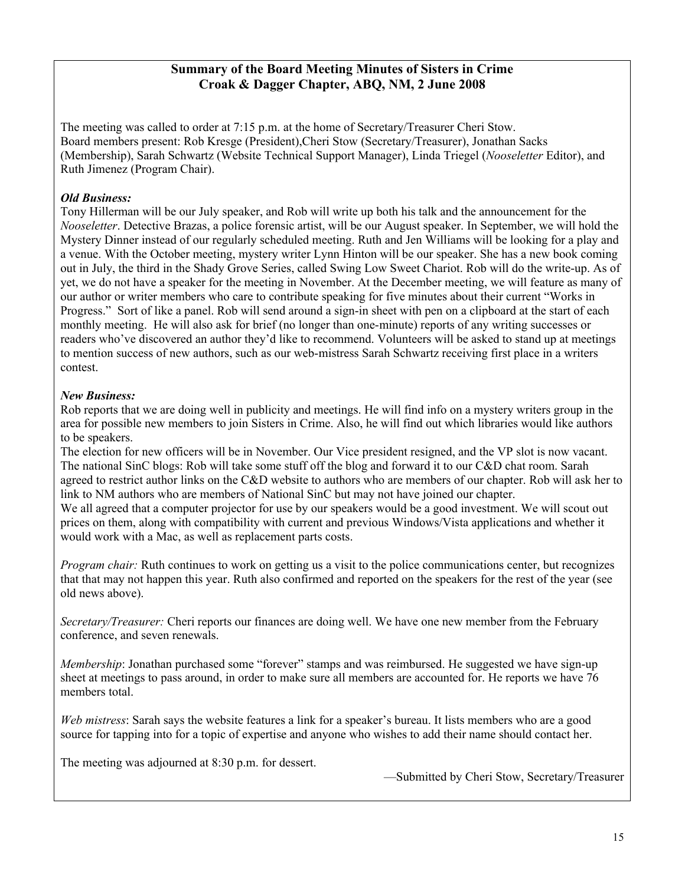## Summary of the Board Meeting Minutes of Sisters in Crime
## Croak & Dagger Chapter, ABQ, NM, 2 June 2008

The meeting was called to order at 7:15 p.m. at the home of Secretary/Treasurer Cheri Stow.
Board members present: Rob Kresge (President),Cheri Stow (Secretary/Treasurer), Jonathan Sacks (Membership), Sarah Schwartz (Website Technical Support Manager), Linda Triegel (*Nooseletter* Editor), and Ruth Jimenez (Program Chair).

***Old Business:***

Tony Hillerman will be our July speaker, and Rob will write up both his talk and the announcement for the *Nooseletter*. Detective Brazas, a police forensic artist, will be our August speaker. In September, we will hold the Mystery Dinner instead of our regularly scheduled meeting. Ruth and Jen Williams will be looking for a play and a venue. With the October meeting, mystery writer Lynn Hinton will be our speaker. She has a new book coming out in July, the third in the Shady Grove Series, called Swing Low Sweet Chariot. Rob will do the write-up. As of yet, we do not have a speaker for the meeting in November. At the December meeting, we will feature as many of our author or writer members who care to contribute speaking for five minutes about their current "Works in Progress." Sort of like a panel. Rob will send around a sign-in sheet with pen on a clipboard at the start of each monthly meeting. He will also ask for brief (no longer than one-minute) reports of any writing successes or readers who've discovered an author they'd like to recommend. Volunteers will be asked to stand up at meetings to mention success of new authors, such as our web-mistress Sarah Schwartz receiving first place in a writers contest.

***New Business:***

Rob reports that we are doing well in publicity and meetings. He will find info on a mystery writers group in the area for possible new members to join Sisters in Crime. Also, he will find out which libraries would like authors to be speakers.

The election for new officers will be in November. Our Vice president resigned, and the VP slot is now vacant.

The national SinC blogs: Rob will take some stuff off the blog and forward it to our C&D chat room. Sarah agreed to restrict author links on the C&D website to authors who are members of our chapter. Rob will ask her to link to NM authors who are members of National SinC but may not have joined our chapter.

We all agreed that a computer projector for use by our speakers would be a good investment. We will scout out prices on them, along with compatibility with current and previous Windows/Vista applications and whether it would work with a Mac, as well as replacement parts costs.

*Program chair:* Ruth continues to work on getting us a visit to the police communications center, but recognizes that that may not happen this year. Ruth also confirmed and reported on the speakers for the rest of the year (see old news above).

*Secretary/Treasurer:* Cheri reports our finances are doing well. We have one new member from the February conference, and seven renewals.

*Membership*: Jonathan purchased some "forever" stamps and was reimbursed. He suggested we have sign-up sheet at meetings to pass around, in order to make sure all members are accounted for. He reports we have 76 members total.

*Web mistress*: Sarah says the website features a link for a speaker's bureau. It lists members who are a good source for tapping into for a topic of expertise and anyone who wishes to add their name should contact her.

The meeting was adjourned at 8:30 p.m. for dessert.

—Submitted by Cheri Stow, Secretary/Treasurer